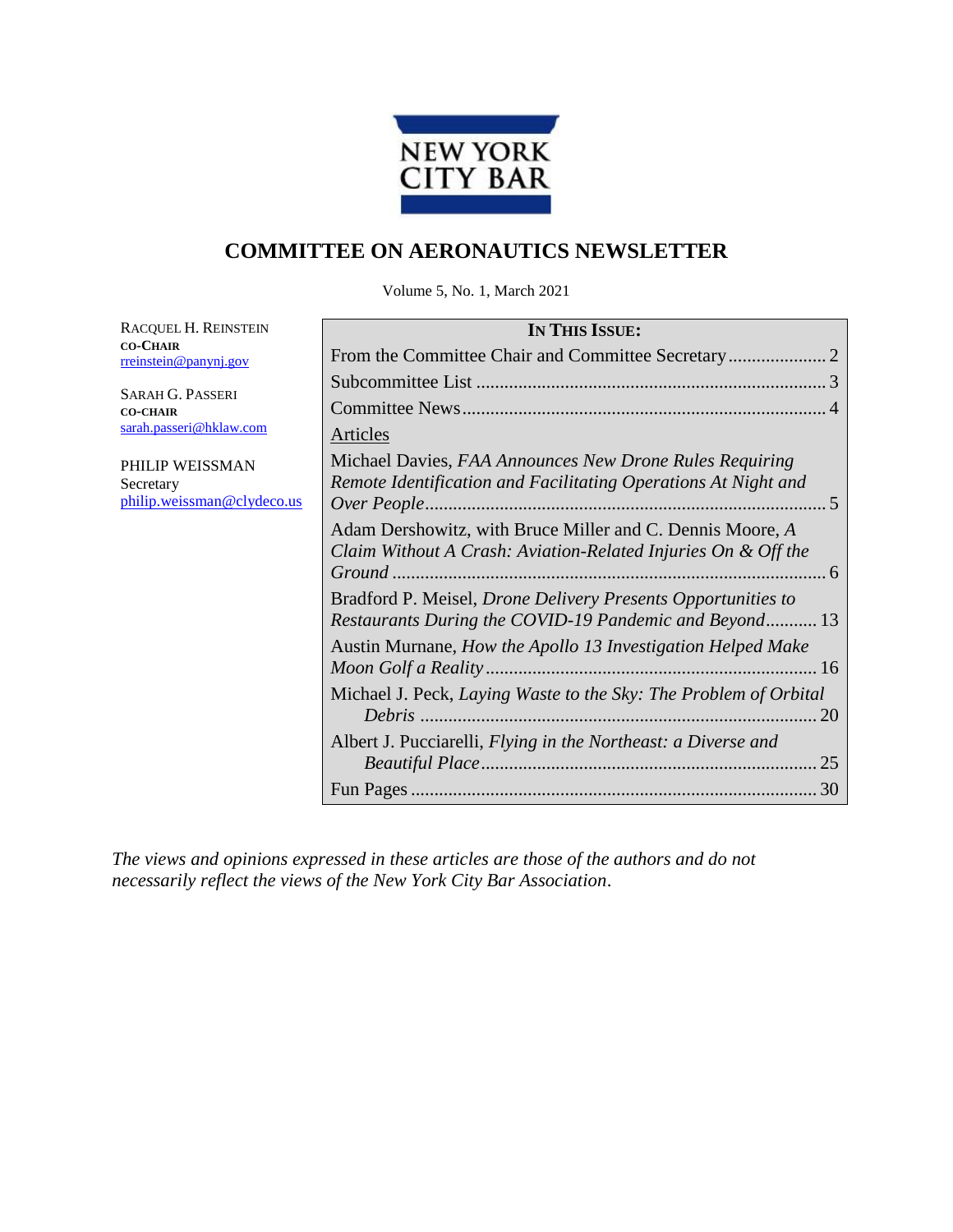NEW YORK CITY BAR

# COMMITTEE ON AERONAUTICS NEWSLETTER

Volume 5, No. 1, March 2021

RACQUEL H. REINSTEIN
**CO-CHAIR**
rreinstein@panynj.gov

SARAH G. PASSERI
**CO-CHAIR**
sarah.passeri@hklaw.com

PHILIP WEISSMAN
Secretary
philip.weissman@clydeco.us

**IN THIS ISSUE:**

From the Committee Chair and Committee Secretary .................... 2

Subcommittee List .................... 3

Committee News .................... 4

Articles

Michael Davies, *FAA Announces New Drone Rules Requiring Remote Identification and Facilitating Operations At Night and Over People* .................... 5

Adam Dershowitz, with Bruce Miller and C. Dennis Moore, *A Claim Without A Crash: Aviation-Related Injuries On & Off the Ground* .................... 6

Bradford P. Meisel, *Drone Delivery Presents Opportunities to Restaurants During the COVID-19 Pandemic and Beyond* .................... 13

Austin Murnane, *How the Apollo 13 Investigation Helped Make Moon Golf a Reality* .................... 16

Michael J. Peck, *Laying Waste to the Sky: The Problem of Orbital Debris* .................... 20

Albert J. Pucciarelli, *Flying in the Northeast: a Diverse and Beautiful Place* .................... 25

Fun Pages .................... 30

*The views and opinions expressed in these articles are those of the authors and do not necessarily reflect the views of the New York City Bar Association.*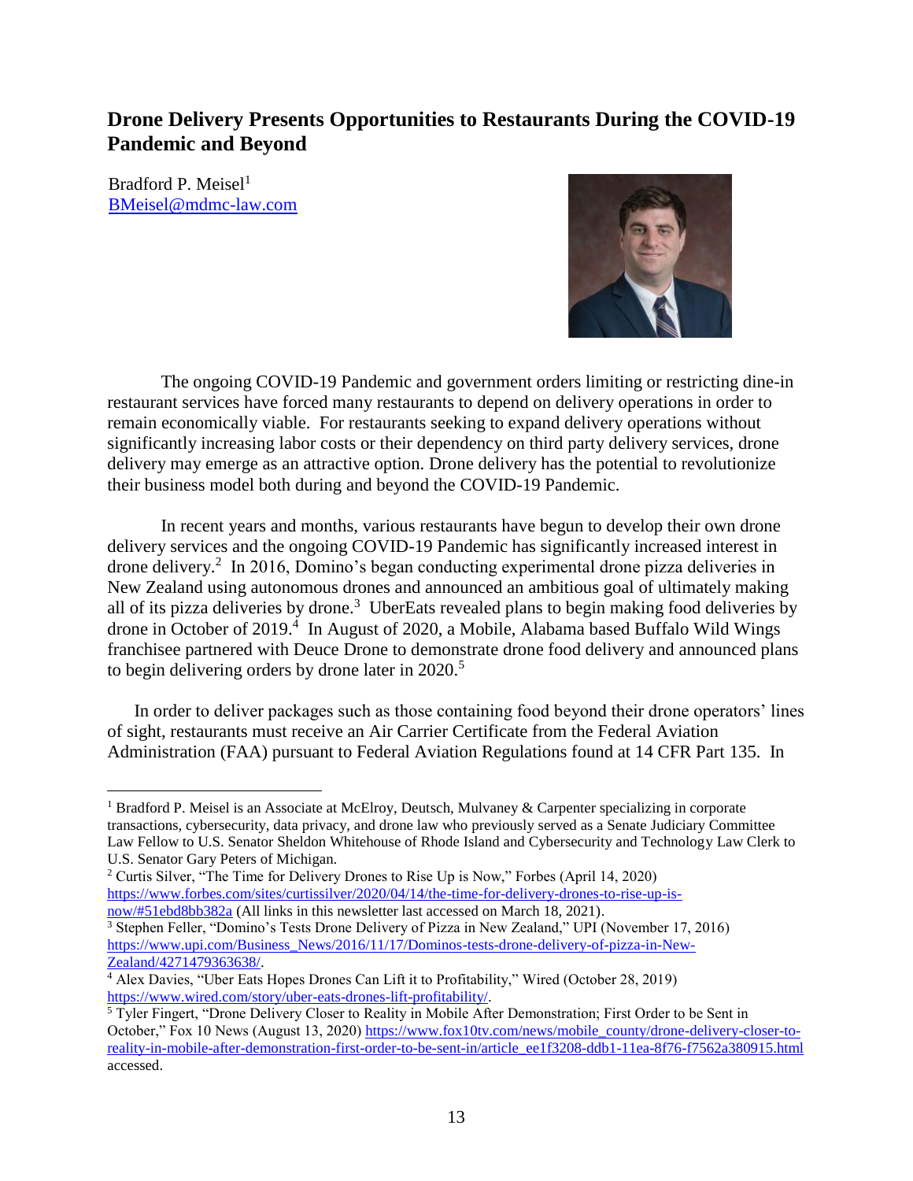## Drone Delivery Presents Opportunities to Restaurants During the COVID-19 Pandemic and Beyond

Bradford P. Meisel[1]
BMeisel@mdmc-law.com

The ongoing COVID-19 Pandemic and government orders limiting or restricting dine-in restaurant services have forced many restaurants to depend on delivery operations in order to remain economically viable. For restaurants seeking to expand delivery operations without significantly increasing labor costs or their dependency on third party delivery services, drone delivery may emerge as an attractive option. Drone delivery has the potential to revolutionize their business model both during and beyond the COVID-19 Pandemic.

In recent years and months, various restaurants have begun to develop their own drone delivery services and the ongoing COVID-19 Pandemic has significantly increased interest in drone delivery.[2] In 2016, Domino's began conducting experimental drone pizza deliveries in New Zealand using autonomous drones and announced an ambitious goal of ultimately making all of its pizza deliveries by drone.[3] UberEats revealed plans to begin making food deliveries by drone in October of 2019.[4] In August of 2020, a Mobile, Alabama based Buffalo Wild Wings franchisee partnered with Deuce Drone to demonstrate drone food delivery and announced plans to begin delivering orders by drone later in 2020.[5]

In order to deliver packages such as those containing food beyond their drone operators' lines of sight, restaurants must receive an Air Carrier Certificate from the Federal Aviation Administration (FAA) pursuant to Federal Aviation Regulations found at 14 CFR Part 135. In

---

[1] Bradford P. Meisel is an Associate at McElroy, Deutsch, Mulvaney & Carpenter specializing in corporate transactions, cybersecurity, data privacy, and drone law who previously served as a Senate Judiciary Committee Law Fellow to U.S. Senator Sheldon Whitehouse of Rhode Island and Cybersecurity and Technology Law Clerk to U.S. Senator Gary Peters of Michigan.

[2] Curtis Silver, "The Time for Delivery Drones to Rise Up is Now," Forbes (April 14, 2020) https://www.forbes.com/sites/curtissilver/2020/04/14/the-time-for-delivery-drones-to-rise-up-is-now/#51ebd8bb382a (All links in this newsletter last accessed on March 18, 2021).

[3] Stephen Feller, "Domino's Tests Drone Delivery of Pizza in New Zealand," UPI (November 17, 2016) https://www.upi.com/Business_News/2016/11/17/Dominos-tests-drone-delivery-of-pizza-in-New-Zealand/4271479363638/.

[4] Alex Davies, "Uber Eats Hopes Drones Can Lift it to Profitability," Wired (October 28, 2019) https://www.wired.com/story/uber-eats-drones-lift-profitability/.

[5] Tyler Fingert, "Drone Delivery Closer to Reality in Mobile After Demonstration; First Order to be Sent in October," Fox 10 News (August 13, 2020) https://www.fox10tv.com/news/mobile_county/drone-delivery-closer-to-reality-in-mobile-after-demonstration-first-order-to-be-sent-in/article_ee1f3208-ddb1-11ea-8f76-f7562a380915.html accessed.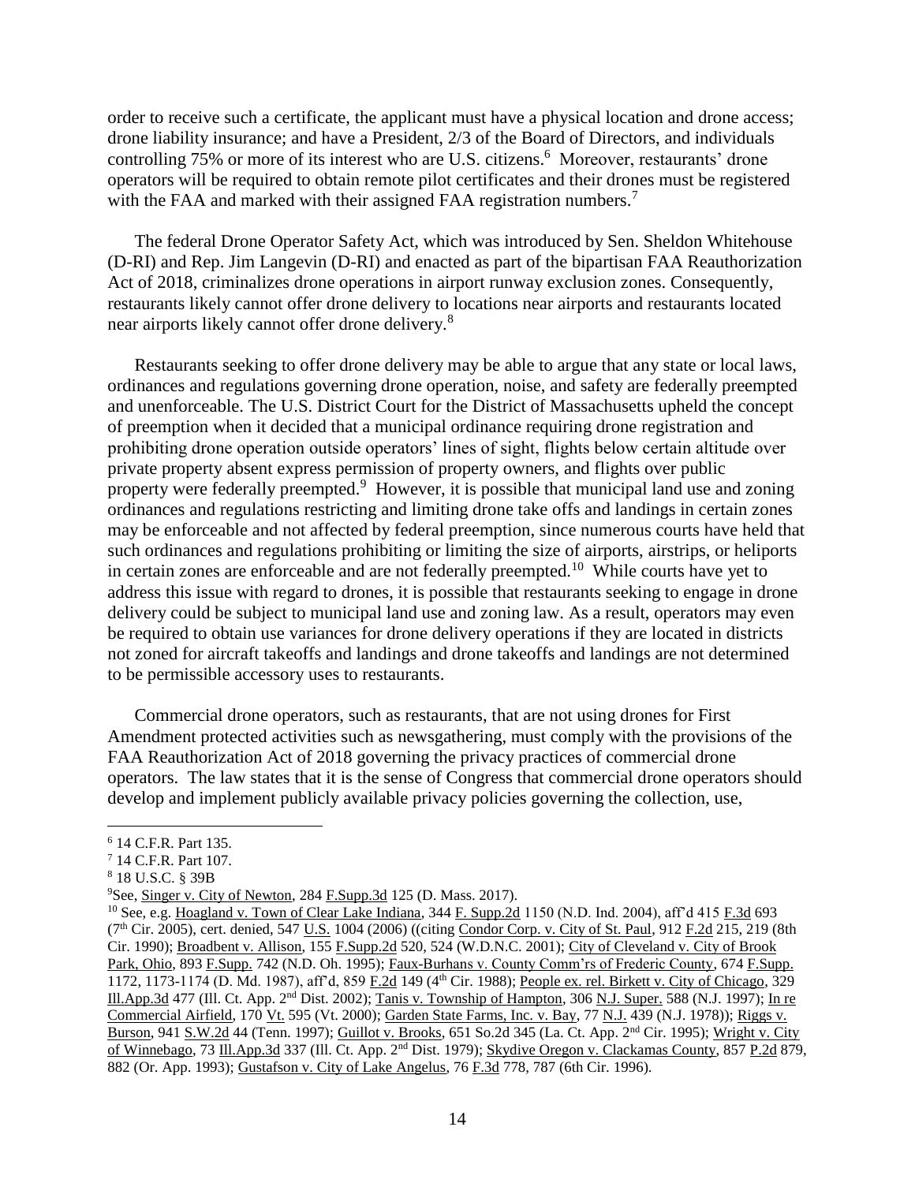order to receive such a certificate, the applicant must have a physical location and drone access; drone liability insurance; and have a President, 2/3 of the Board of Directors, and individuals controlling 75% or more of its interest who are U.S. citizens.[6] Moreover, restaurants' drone operators will be required to obtain remote pilot certificates and their drones must be registered with the FAA and marked with their assigned FAA registration numbers.[7]

The federal Drone Operator Safety Act, which was introduced by Sen. Sheldon Whitehouse (D-RI) and Rep. Jim Langevin (D-RI) and enacted as part of the bipartisan FAA Reauthorization Act of 2018, criminalizes drone operations in airport runway exclusion zones. Consequently, restaurants likely cannot offer drone delivery to locations near airports and restaurants located near airports likely cannot offer drone delivery.[8]

Restaurants seeking to offer drone delivery may be able to argue that any state or local laws, ordinances and regulations governing drone operation, noise, and safety are federally preempted and unenforceable. The U.S. District Court for the District of Massachusetts upheld the concept of preemption when it decided that a municipal ordinance requiring drone registration and prohibiting drone operation outside operators' lines of sight, flights below certain altitude over private property absent express permission of property owners, and flights over public property were federally preempted.[9] However, it is possible that municipal land use and zoning ordinances and regulations restricting and limiting drone take offs and landings in certain zones may be enforceable and not affected by federal preemption, since numerous courts have held that such ordinances and regulations prohibiting or limiting the size of airports, airstrips, or heliports in certain zones are enforceable and are not federally preempted.[10] While courts have yet to address this issue with regard to drones, it is possible that restaurants seeking to engage in drone delivery could be subject to municipal land use and zoning law. As a result, operators may even be required to obtain use variances for drone delivery operations if they are located in districts not zoned for aircraft takeoffs and landings and drone takeoffs and landings are not determined to be permissible accessory uses to restaurants.

Commercial drone operators, such as restaurants, that are not using drones for First Amendment protected activities such as newsgathering, must comply with the provisions of the FAA Reauthorization Act of 2018 governing the privacy practices of commercial drone operators. The law states that it is the sense of Congress that commercial drone operators should develop and implement publicly available privacy policies governing the collection, use,

---

[6] 14 C.F.R. Part 135.

[7] 14 C.F.R. Part 107.

[8] 18 U.S.C. § 39B

[9] See, Singer v. City of Newton, 284 F.Supp.3d 125 (D. Mass. 2017).

[10] See, e.g. Hoagland v. Town of Clear Lake Indiana, 344 F. Supp.2d 1150 (N.D. Ind. 2004), aff'd 415 F.3d 693 (7th Cir. 2005), cert. denied, 547 U.S. 1004 (2006) ((citing Condor Corp. v. City of St. Paul, 912 F.2d 215, 219 (8th Cir. 1990); Broadbent v. Allison, 155 F.Supp.2d 520, 524 (W.D.N.C. 2001); City of Cleveland v. City of Brook Park, Ohio, 893 F.Supp. 742 (N.D. Oh. 1995); Faux-Burhans v. County Comm'rs of Frederic County, 674 F.Supp. 1172, 1173-1174 (D. Md. 1987), aff'd, 859 F.2d 149 (4th Cir. 1988); People ex. rel. Birkett v. City of Chicago, 329 Ill.App.3d 477 (Ill. Ct. App. 2nd Dist. 2002); Tanis v. Township of Hampton, 306 N.J. Super. 588 (N.J. 1997); In re Commercial Airfield, 170 Vt. 595 (Vt. 2000); Garden State Farms, Inc. v. Bay, 77 N.J. 439 (N.J. 1978)); Riggs v. Burson, 941 S.W.2d 44 (Tenn. 1997); Guillot v. Brooks, 651 So.2d 345 (La. Ct. App. 2nd Cir. 1995); Wright v. City of Winnebago, 73 Ill.App.3d 337 (Ill. Ct. App. 2nd Dist. 1979); Skydive Oregon v. Clackamas County, 857 P.2d 879, 882 (Or. App. 1993); Gustafson v. City of Lake Angelus, 76 F.3d 778, 787 (6th Cir. 1996).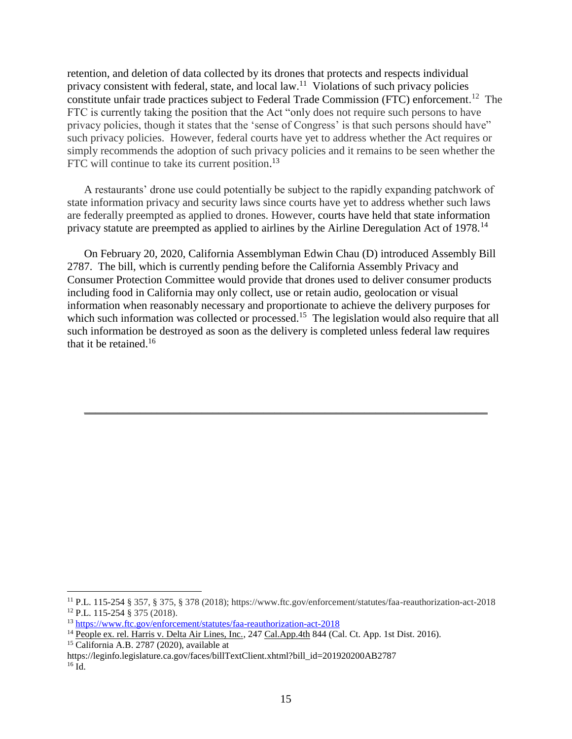retention, and deletion of data collected by its drones that protects and respects individual privacy consistent with federal, state, and local law.[11] Violations of such privacy policies constitute unfair trade practices subject to Federal Trade Commission (FTC) enforcement.[12] The FTC is currently taking the position that the Act "only does not require such persons to have privacy policies, though it states that the 'sense of Congress' is that such persons should have" such privacy policies. However, federal courts have yet to address whether the Act requires or simply recommends the adoption of such privacy policies and it remains to be seen whether the FTC will continue to take its current position.[13]

A restaurants' drone use could potentially be subject to the rapidly expanding patchwork of state information privacy and security laws since courts have yet to address whether such laws are federally preempted as applied to drones. However, courts have held that state information privacy statute are preempted as applied to airlines by the Airline Deregulation Act of 1978.[14]

On February 20, 2020, California Assemblyman Edwin Chau (D) introduced Assembly Bill 2787. The bill, which is currently pending before the California Assembly Privacy and Consumer Protection Committee would provide that drones used to deliver consumer products including food in California may only collect, use or retain audio, geolocation or visual information when reasonably necessary and proportionate to achieve the delivery purposes for which such information was collected or processed.[15] The legislation would also require that all such information be destroyed as soon as the delivery is completed unless federal law requires that it be retained.[16]

---

[11] P.L. 115-254 § 357, § 375, § 378 (2018); https://www.ftc.gov/enforcement/statutes/faa-reauthorization-act-2018

[12] P.L. 115-254 § 375 (2018).

[13] https://www.ftc.gov/enforcement/statutes/faa-reauthorization-act-2018

[14] People ex. rel. Harris v. Delta Air Lines, Inc., 247 Cal.App.4th 844 (Cal. Ct. App. 1st Dist. 2016).

[15] California A.B. 2787 (2020), available at https://leginfo.legislature.ca.gov/faces/billTextClient.xhtml?bill_id=201920200AB2787

[16] Id.